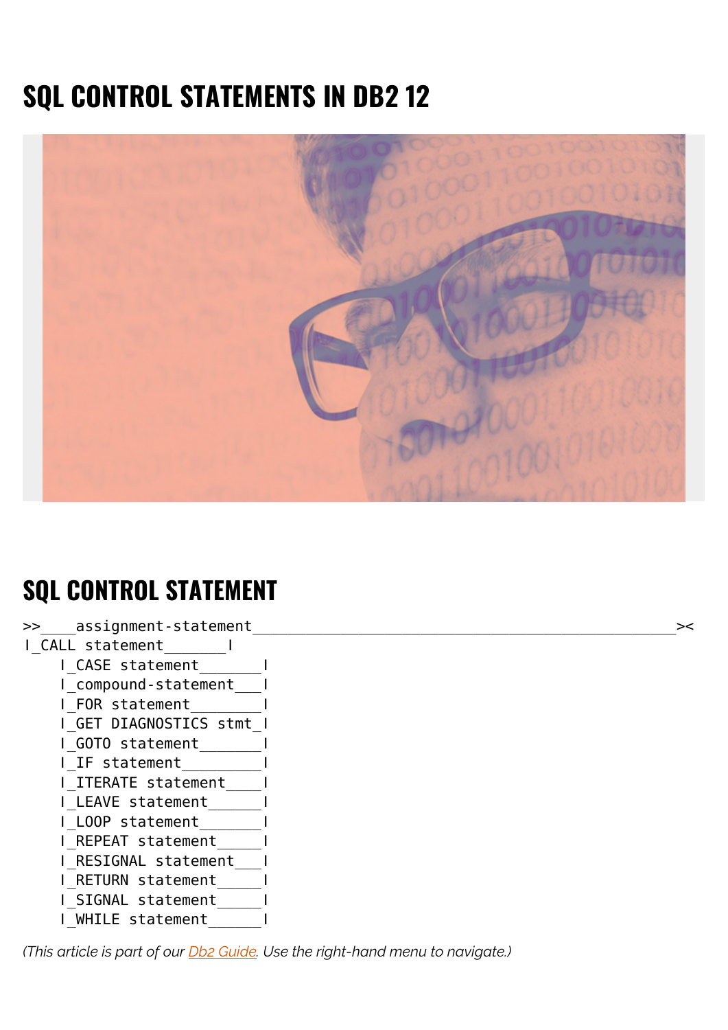# SQL CONTROL STATEMENTS IN DB2 12

## SQL CONTROL STATEMENT

```
>>____assignment-statement________________________________________________><
I_CALL statement_______I
    I_CASE statement_______I
    I_compound-statement___I
    I_FOR statement________I
    I_GET DIAGNOSTICS stmt_I
    I_GOTO statement_______I
    I_IF statement_________I
    I_ITERATE statement____I
    I_LEAVE statement______I
    I_LOOP statement_______I
    I_REPEAT statement_____I
    I_RESIGNAL statement___I
    I_RETURN statement_____I
    I_SIGNAL statement_____I
    I_WHILE statement______I
```

*(This article is part of our Db2 Guide. Use the right-hand menu to navigate.)*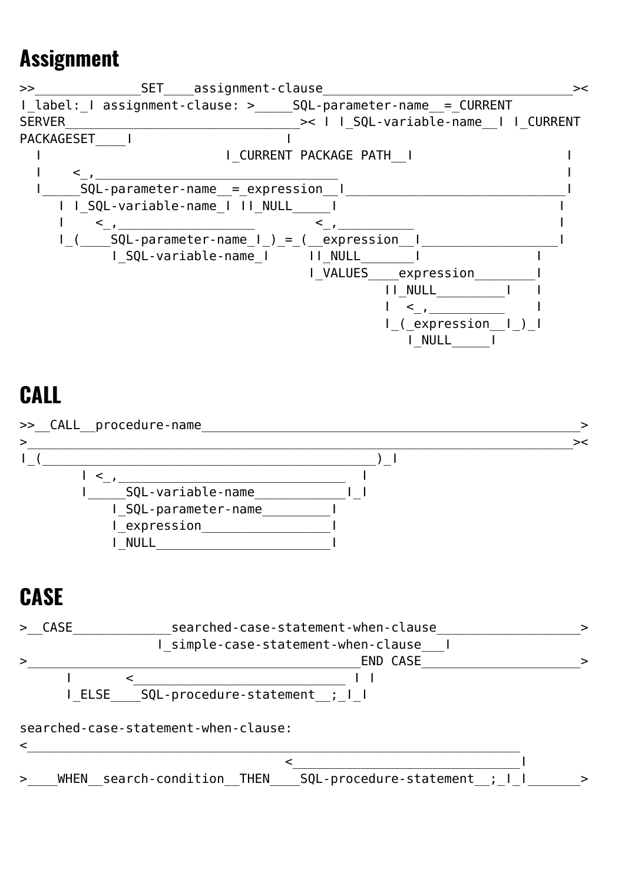## Assignment

```
>>______________SET____assignment-clause_________________________________><
|_label:_| assignment-clause: >_____SQL-parameter-name__=_CURRENT
SERVER_______________________________>< | |_SQL-variable-name__| |_CURRENT
PACKAGESET____|                       |
  |                          |_CURRENT PACKAGE PATH__|                   |
  |     <_,________________________________                              |
  |_____SQL-parameter-name__=_expression__|______________________________|
     | |_SQL-variable-name_| ||_NULL_____|                              |
     |     <_,__________________          <_,__________                 |
     |_(____SQL-parameter-name_|_)_=_(__expression__|__________________|
            |_SQL-variable-name_|      ||_NULL_______|                 |
                                       |_VALUES____expression________|
                                                 ||_NULL_________|    |
                                                 |  <_,__________     |
                                                 |_(_expression__|_)_|
                                                    |_NULL_____|
```

## CALL

```
>>__CALL__procedure-name_________________________________________________>
>________________________________________________________________________><
|_(_____________________________________________)_|
        | <_,________________________________  |
        |_____SQL-variable-name____________|_|
            |_SQL-parameter-name_________|
            |_expression_________________|
            |_NULL_______________________|
```

## CASE

```
>__CASE_____________searched-case-statement-when-clause___________________>
                    |_simple-case-statement-when-clause___|
>____________________________________________END CASE_____________________>
      |       <_____________________________ | |
      |_ELSE____SQL-procedure-statement__;_|_|
```

```
searched-case-statement-when-clause:
<_________________________________________________________________
                                    <______________________________|
>____WHEN__search-condition__THEN____SQL-procedure-statement__;_|_|_______>
```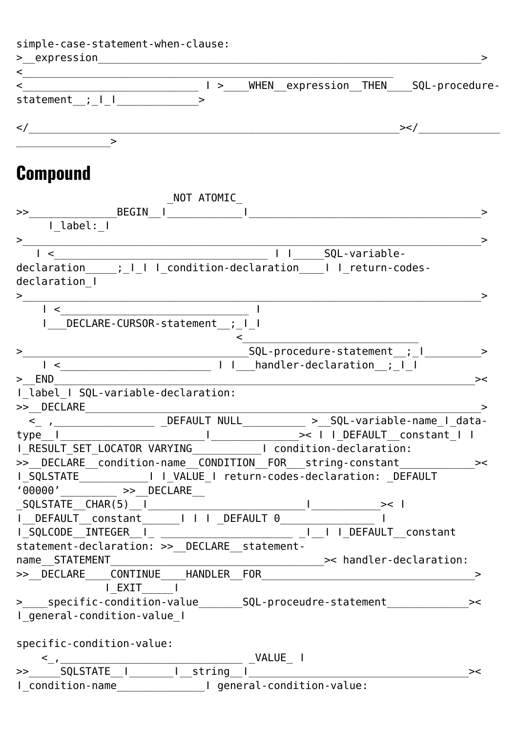simple-case-statement-when-clause:

```
>__expression________________________________________________________________>
<___________________________________________________________
<____________________________ | >____WHEN__expression__THEN____SQL-procedure-
statement__;_|_|_____________>

</___________________________________________________________></_____________
_______________>
```

## Compound

```
                        _NOT ATOMIC_
>>______________BEGIN__|____________|_____________________________________>
     |_label:_|
>_________________________________________________________________________>
   | <__________________________________ | |_____SQL-variable-
declaration_____;_|_| |_condition-declaration____| |_return-codes-
declaration_|
>_________________________________________________________________________>
    | <______________________________ |
    |___DECLARE-CURSOR-statement__;_|_|
                                     <____________________________
>____________________________________SQL-procedure-statement__;_|_________>
    | <________________________ | |___handler-declaration__;_|_|
>__END____________________________________________________________________><
|_label_| SQL-variable-declaration:
>>__DECLARE_______________________________________________________________>
  <_ ,_________________ _DEFAULT NULL__________ >__SQL-variable-name_|_data-
type__|________________________|______________>< | |_DEFAULT__constant_| |
|_RESULT_SET_LOCATOR VARYING___________| condition-declaration:
>>__DECLARE__condition-name__CONDITION__FOR___string-constant____________><
|_SQLSTATE___________| |_VALUE_| return-codes-declaration: _DEFAULT
'00000'_________ >>__DECLARE__
_SQLSTATE__CHAR(5)__|_________________________|___________>< |
|__DEFAULT__constant______| | | _DEFAULT 0_______________ |
|_SQLCODE__INTEGER__|_ _____________________ _|__| |_DEFAULT__constant
statement-declaration: >>__DECLARE__statement-
name__STATEMENT__________________________________>< handler-declaration:
>>__DECLARE____CONTINUE____HANDLER__FOR__________________________________>
                |_EXIT_____|
>____specific-condition-value_______SQL-proceudre-statement_____________><
|_general-condition-value_|
```

specific-condition-value:

```
    <_,______________________________ _VALUE_ |
>>_____SQLSTATE__|_______|__string__|____________________________________><
|_condition-name______________| general-condition-value:
```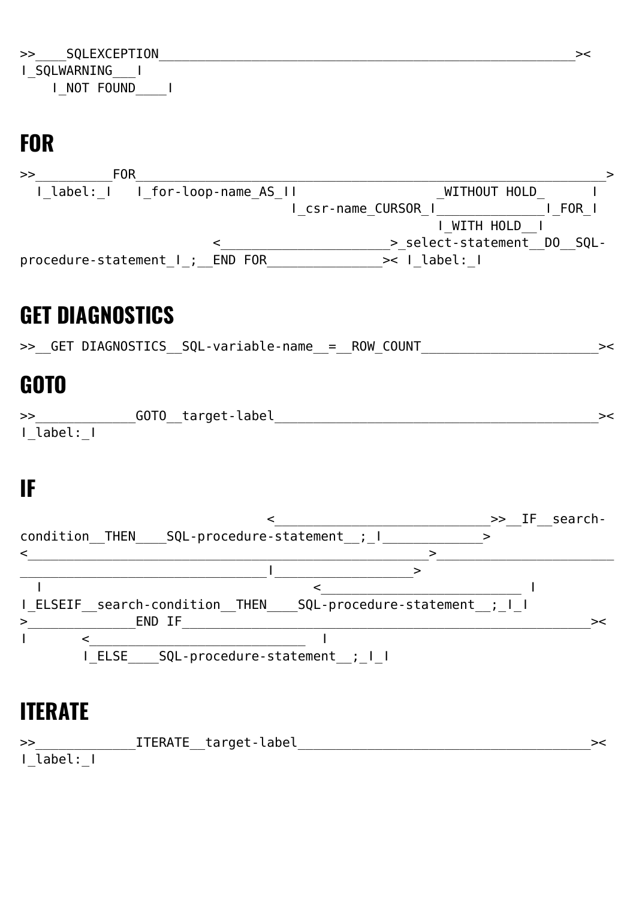```
>>____SQLEXCEPTION______________________________________________________><
|_SQLWARNING___|
    |_NOT FOUND____|
```

## FOR

```
>>__________FOR_____________________________________________________________>
  |_label:_|   |_for-loop-name_AS_||                  _WITHOUT HOLD_      |
                                  |_csr-name_CURSOR_|______________|_FOR_|
                                                    |_WITH HOLD__|
                          <______________________>_select-statement__DO__SQL-
procedure-statement_|_;__END FOR_______________>< |_label:_|
```

## GET DIAGNOSTICS

```
>>__GET DIAGNOSTICS__SQL-variable-name__=__ROW_COUNT_______________________><
```

## GOTO

```
>>_____________GOTO__target-label__________________________________________><
|_label:_|
```

## IF

```
                                <___________________________>>__IF__search-
condition__THEN____SQL-procedure-statement__;_|_____________>
<__________________________________________________>________________________
________________________________|__________________>
  |                                        <___________________________ |
|_ELSEIF__search-condition__THEN____SQL-procedure-statement__;_|_|
>_____________END IF_____________________________________________________><
|        <____________________________   |
        |_ELSE____SQL-procedure-statement__;_|_|
```

## ITERATE

```
>>_____________ITERATE__target-label_______________________________________><
|_label:_|
```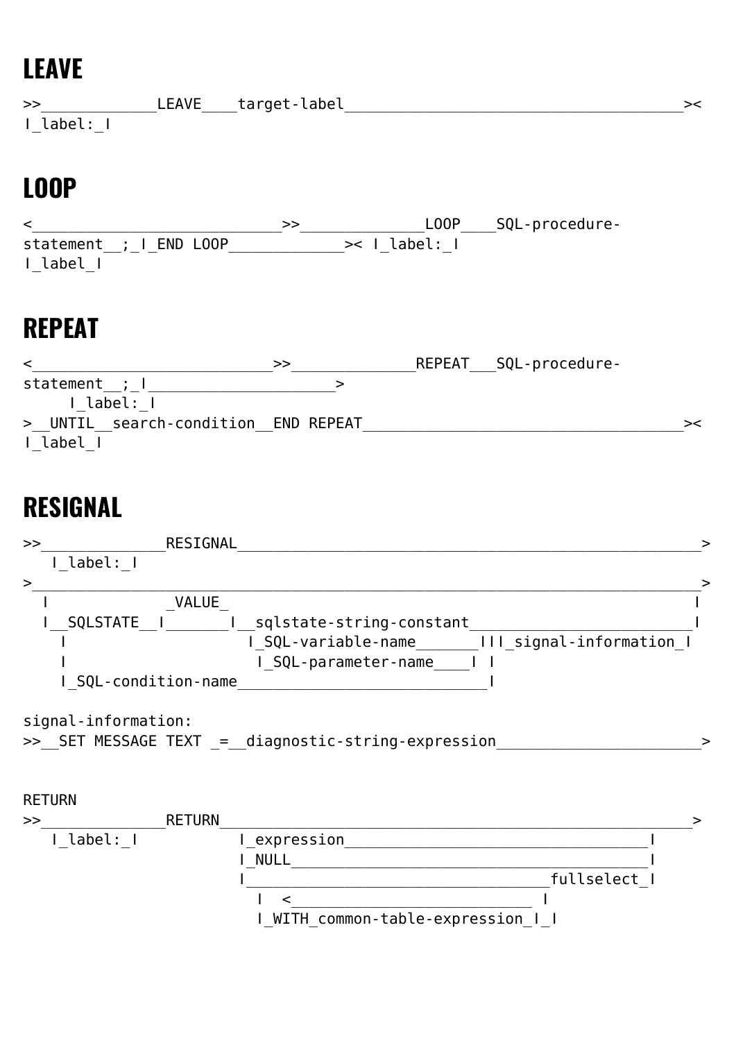## LEAVE

```
>>_____________LEAVE____target-label______________________________________><
I_label:_I
```

## LOOP

```
<____________________________>>______________LOOP____SQL-procedure-
statement__;_I_END LOOP_____________>< I_label:_I
I_label_I
```

## REPEAT

```
<___________________________>>______________REPEAT___SQL-procedure-
statement__;_I_____________________>
     I_label:_I
>__UNTIL__search-condition__END REPEAT____________________________________><
I_label_I
```

## RESIGNAL

```
>>______________RESIGNAL____________________________________________________>
   I_label:_I
>___________________________________________________________________________>
  I              _VALUE_                                                    I
  I__SQLSTATE__I_______I__sqlstate-string-constant________________________I
    I                   I_SQL-variable-name_______III_signal-information_I
    I                    I_SQL-parameter-name____I  I
    I_SQL-condition-name____________________________I

signal-information:
>>__SET MESSAGE TEXT _=__diagnostic-string-expression_______________________>
```

RETURN

```
>>______________RETURN______________________________________________________>
   I_label:_I           I_expression__________________________________I
                        I_NULL________________________________________I
                        I___________________________________fullselect_I
                          I  <___________________________  I
                          I_WITH_common-table-expression_I_I
```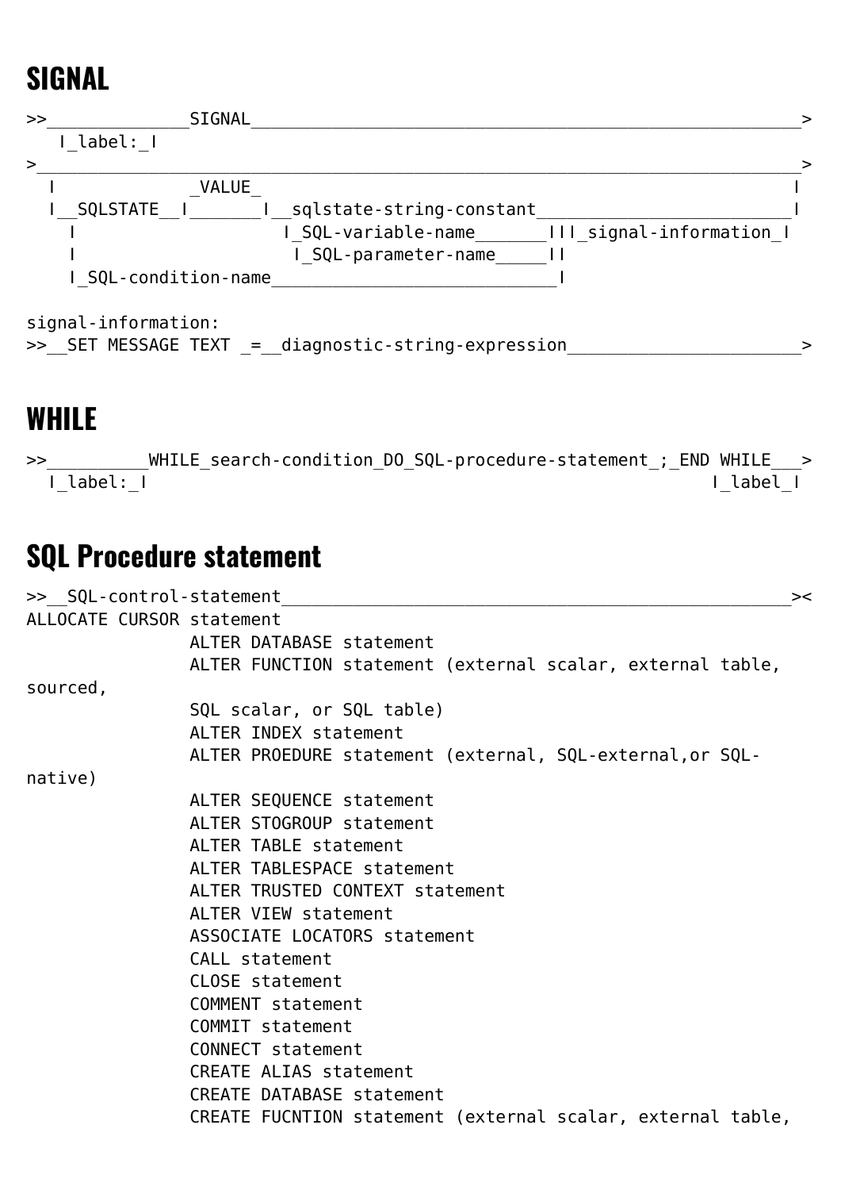# SIGNAL

```
>>______________SIGNAL______________________________________________________>
   |_label:_|
>__________________________________________________________________________>
  |             _VALUE_                                                    |
  |__SQLSTATE__|_______|__sqlstate-string-constant_________________________|
    |                   |_SQL-variable-name_______|||_signal-information_|
    |                    |_SQL-parameter-name_____||
    |_SQL-condition-name____________________________|

signal-information:
>>__SET MESSAGE TEXT _=__diagnostic-string-expression_______________________>
```

# WHILE

```
>>__________WHILE_search-condition_DO_SQL-procedure-statement_;_END WHILE___>
  |_label:_|                                                       |_label_|
```

# SQL Procedure statement

```
>>__SQL-control-statement__________________________________________________><
ALLOCATE CURSOR statement
                ALTER DATABASE statement
                ALTER FUNCTION statement (external scalar, external table,
sourced,
                SQL scalar, or SQL table)
                ALTER INDEX statement
                ALTER PROEDURE statement (external, SQL-external,or SQL-
native)
                ALTER SEQUENCE statement
                ALTER STOGROUP statement
                ALTER TABLE statement
                ALTER TABLESPACE statement
                ALTER TRUSTED CONTEXT statement
                ALTER VIEW statement
                ASSOCIATE LOCATORS statement
                CALL statement
                CLOSE statement
                COMMENT statement
                COMMIT statement
                CONNECT statement
                CREATE ALIAS statement
                CREATE DATABASE statement
                CREATE FUCNTION statement (external scalar, external table,
```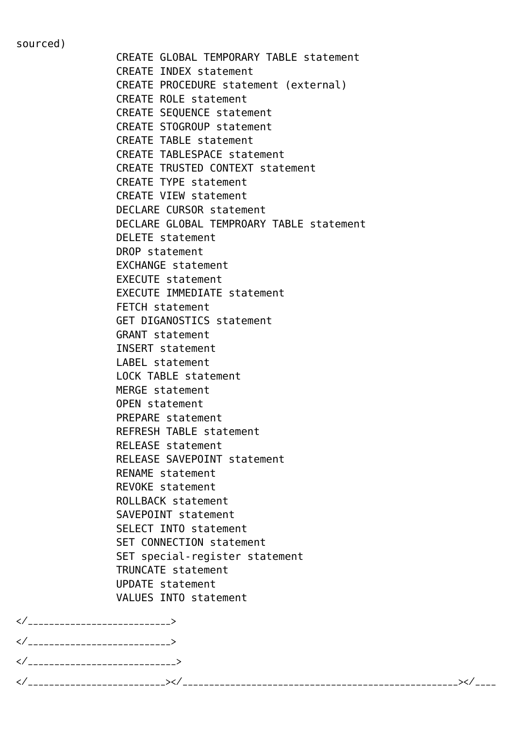sourced)

```
                CREATE GLOBAL TEMPORARY TABLE statement
                CREATE INDEX statement
                CREATE PROCEDURE statement (external)
                CREATE ROLE statement
                CREATE SEQUENCE statement
                CREATE STOGROUP statement
                CREATE TABLE statement
                CREATE TABLESPACE statement
                CREATE TRUSTED CONTEXT statement
                CREATE TYPE statement
                CREATE VIEW statement
                DECLARE CURSOR statement
                DECLARE GLOBAL TEMPROARY TABLE statement
                DELETE statement
                DROP statement
                EXCHANGE statement
                EXECUTE statement
                EXECUTE IMMEDIATE statement
                FETCH statement
                GET DIGANOSTICS statement
                GRANT statement
                INSERT statement
                LABEL statement
                LOCK TABLE statement
                MERGE statement
                OPEN statement
                PREPARE statement
                REFRESH TABLE statement
                RELEASE statement
                RELEASE SAVEPOINT statement
                RENAME statement
                REVOKE statement
                ROLLBACK statement
                SAVEPOINT statement
                SELECT INTO statement
                SET CONNECTION statement
                SET special-register statement
                TRUNCATE statement
                UPDATE statement
                VALUES INTO statement
```

</________________________>

</________________________>

</_________________________>

</_______________________></____________________________________________></____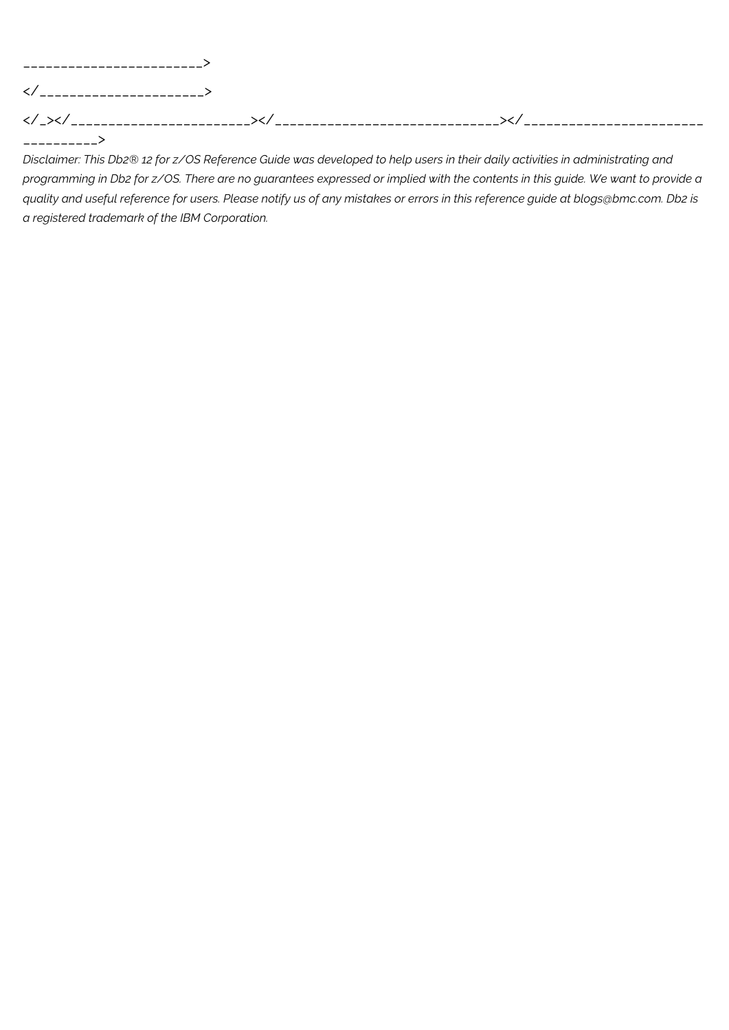```
______________________>

</____________________>

</_></______________________></____________________________></______________________
_________>
```

*Disclaimer: This Db2® 12 for z/OS Reference Guide was developed to help users in their daily activities in administrating and programming in Db2 for z/OS. There are no guarantees expressed or implied with the contents in this guide. We want to provide a quality and useful reference for users. Please notify us of any mistakes or errors in this reference guide at blogs@bmc.com. Db2 is a registered trademark of the IBM Corporation.*